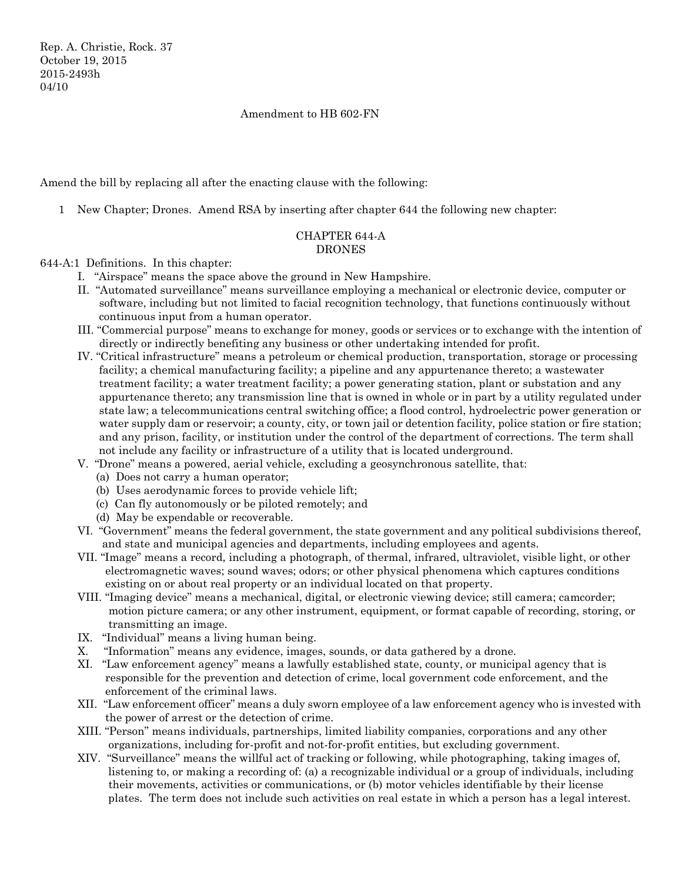Rep. A. Christie, Rock. 37
October 19, 2015
2015-2493h
04/10

Amendment to HB 602-FN

Amend the bill by replacing all after the enacting clause with the following:

1 New Chapter; Drones. Amend RSA by inserting after chapter 644 the following new chapter:

CHAPTER 644-A
DRONES

644-A:1 Definitions. In this chapter:

I. "Airspace" means the space above the ground in New Hampshire.

II. "Automated surveillance" means surveillance employing a mechanical or electronic device, computer or software, including but not limited to facial recognition technology, that functions continuously without continuous input from a human operator.

III. "Commercial purpose" means to exchange for money, goods or services or to exchange with the intention of directly or indirectly benefiting any business or other undertaking intended for profit.

IV. "Critical infrastructure" means a petroleum or chemical production, transportation, storage or processing facility; a chemical manufacturing facility; a pipeline and any appurtenance thereto; a wastewater treatment facility; a water treatment facility; a power generating station, plant or substation and any appurtenance thereto; any transmission line that is owned in whole or in part by a utility regulated under state law; a telecommunications central switching office; a flood control, hydroelectric power generation or water supply dam or reservoir; a county, city, or town jail or detention facility, police station or fire station; and any prison, facility, or institution under the control of the department of corrections. The term shall not include any facility or infrastructure of a utility that is located underground.

V. "Drone" means a powered, aerial vehicle, excluding a geosynchronous satellite, that:

(a) Does not carry a human operator;

(b) Uses aerodynamic forces to provide vehicle lift;

(c) Can fly autonomously or be piloted remotely; and

(d) May be expendable or recoverable.

VI. "Government" means the federal government, the state government and any political subdivisions thereof, and state and municipal agencies and departments, including employees and agents.

VII. "Image" means a record, including a photograph, of thermal, infrared, ultraviolet, visible light, or other electromagnetic waves; sound waves; odors; or other physical phenomena which captures conditions existing on or about real property or an individual located on that property.

VIII. "Imaging device" means a mechanical, digital, or electronic viewing device; still camera; camcorder; motion picture camera; or any other instrument, equipment, or format capable of recording, storing, or transmitting an image.

IX. "Individual" means a living human being.

X. "Information" means any evidence, images, sounds, or data gathered by a drone.

XI. "Law enforcement agency" means a lawfully established state, county, or municipal agency that is responsible for the prevention and detection of crime, local government code enforcement, and the enforcement of the criminal laws.

XII. "Law enforcement officer" means a duly sworn employee of a law enforcement agency who is invested with the power of arrest or the detection of crime.

XIII. "Person" means individuals, partnerships, limited liability companies, corporations and any other organizations, including for-profit and not-for-profit entities, but excluding government.

XIV. "Surveillance" means the willful act of tracking or following, while photographing, taking images of, listening to, or making a recording of: (a) a recognizable individual or a group of individuals, including their movements, activities or communications, or (b) motor vehicles identifiable by their license plates. The term does not include such activities on real estate in which a person has a legal interest.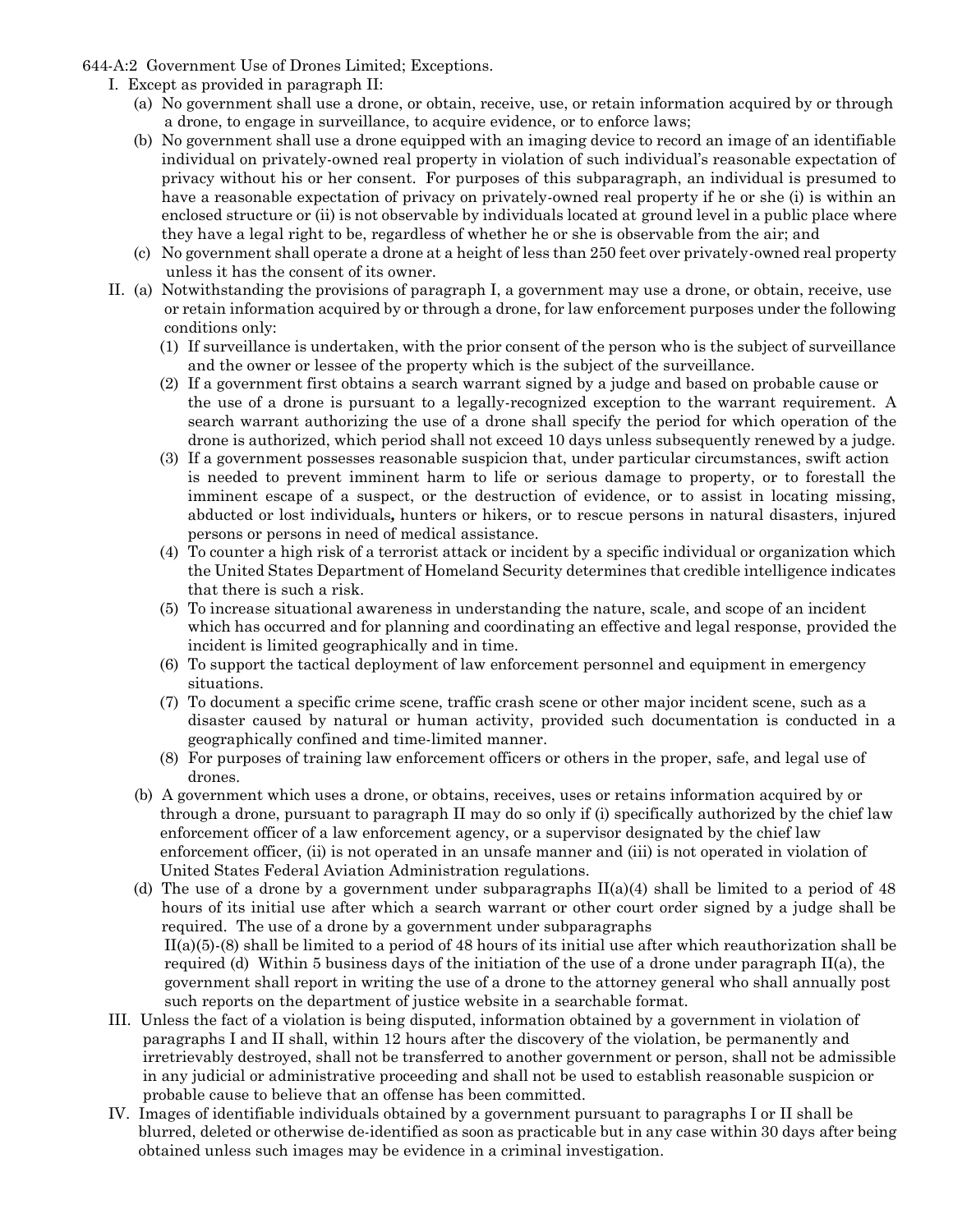644-A:2 Government Use of Drones Limited; Exceptions.

I. Except as provided in paragraph II:

(a) No government shall use a drone, or obtain, receive, use, or retain information acquired by or through a drone, to engage in surveillance, to acquire evidence, or to enforce laws;

(b) No government shall use a drone equipped with an imaging device to record an image of an identifiable individual on privately-owned real property in violation of such individual's reasonable expectation of privacy without his or her consent. For purposes of this subparagraph, an individual is presumed to have a reasonable expectation of privacy on privately-owned real property if he or she (i) is within an enclosed structure or (ii) is not observable by individuals located at ground level in a public place where they have a legal right to be, regardless of whether he or she is observable from the air; and

(c) No government shall operate a drone at a height of less than 250 feet over privately-owned real property unless it has the consent of its owner.

II. (a) Notwithstanding the provisions of paragraph I, a government may use a drone, or obtain, receive, use or retain information acquired by or through a drone, for law enforcement purposes under the following conditions only:

(1) If surveillance is undertaken, with the prior consent of the person who is the subject of surveillance and the owner or lessee of the property which is the subject of the surveillance.

(2) If a government first obtains a search warrant signed by a judge and based on probable cause or the use of a drone is pursuant to a legally-recognized exception to the warrant requirement. A search warrant authorizing the use of a drone shall specify the period for which operation of the drone is authorized, which period shall not exceed 10 days unless subsequently renewed by a judge.

(3) If a government possesses reasonable suspicion that, under particular circumstances, swift action is needed to prevent imminent harm to life or serious damage to property, or to forestall the imminent escape of a suspect, or the destruction of evidence, or to assist in locating missing, abducted or lost individuals**,** hunters or hikers, or to rescue persons in natural disasters, injured persons or persons in need of medical assistance.

(4) To counter a high risk of a terrorist attack or incident by a specific individual or organization which the United States Department of Homeland Security determines that credible intelligence indicates that there is such a risk.

(5) To increase situational awareness in understanding the nature, scale, and scope of an incident which has occurred and for planning and coordinating an effective and legal response, provided the incident is limited geographically and in time.

(6) To support the tactical deployment of law enforcement personnel and equipment in emergency situations.

(7) To document a specific crime scene, traffic crash scene or other major incident scene, such as a disaster caused by natural or human activity, provided such documentation is conducted in a geographically confined and time-limited manner.

(8) For purposes of training law enforcement officers or others in the proper, safe, and legal use of drones.

(b) A government which uses a drone, or obtains, receives, uses or retains information acquired by or through a drone, pursuant to paragraph II may do so only if (i) specifically authorized by the chief law enforcement officer of a law enforcement agency, or a supervisor designated by the chief law enforcement officer, (ii) is not operated in an unsafe manner and (iii) is not operated in violation of United States Federal Aviation Administration regulations.

(d) The use of a drone by a government under subparagraphs II(a)(4) shall be limited to a period of 48 hours of its initial use after which a search warrant or other court order signed by a judge shall be required. The use of a drone by a government under subparagraphs II(a)(5)-(8) shall be limited to a period of 48 hours of its initial use after which reauthorization shall be required (d) Within 5 business days of the initiation of the use of a drone under paragraph II(a), the government shall report in writing the use of a drone to the attorney general who shall annually post such reports on the department of justice website in a searchable format.

III. Unless the fact of a violation is being disputed, information obtained by a government in violation of paragraphs I and II shall, within 12 hours after the discovery of the violation, be permanently and irretrievably destroyed, shall not be transferred to another government or person, shall not be admissible in any judicial or administrative proceeding and shall not be used to establish reasonable suspicion or probable cause to believe that an offense has been committed.

IV. Images of identifiable individuals obtained by a government pursuant to paragraphs I or II shall be blurred, deleted or otherwise de-identified as soon as practicable but in any case within 30 days after being obtained unless such images may be evidence in a criminal investigation.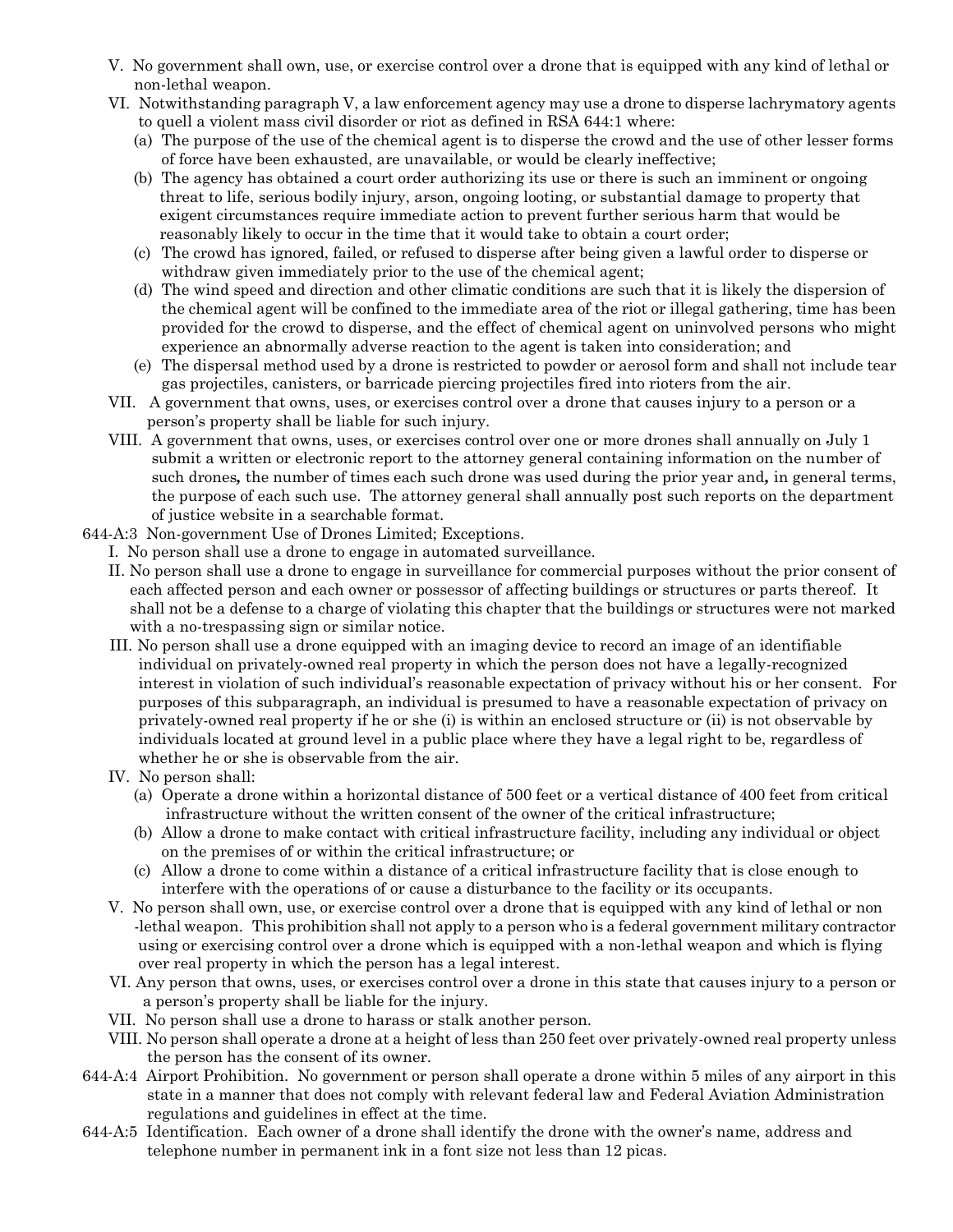V. No government shall own, use, or exercise control over a drone that is equipped with any kind of lethal or non-lethal weapon.

VI. Notwithstanding paragraph V, a law enforcement agency may use a drone to disperse lachrymatory agents to quell a violent mass civil disorder or riot as defined in RSA 644:1 where:

(a) The purpose of the use of the chemical agent is to disperse the crowd and the use of other lesser forms of force have been exhausted, are unavailable, or would be clearly ineffective;

(b) The agency has obtained a court order authorizing its use or there is such an imminent or ongoing threat to life, serious bodily injury, arson, ongoing looting, or substantial damage to property that exigent circumstances require immediate action to prevent further serious harm that would be reasonably likely to occur in the time that it would take to obtain a court order;

(c) The crowd has ignored, failed, or refused to disperse after being given a lawful order to disperse or withdraw given immediately prior to the use of the chemical agent;

(d) The wind speed and direction and other climatic conditions are such that it is likely the dispersion of the chemical agent will be confined to the immediate area of the riot or illegal gathering, time has been provided for the crowd to disperse, and the effect of chemical agent on uninvolved persons who might experience an abnormally adverse reaction to the agent is taken into consideration; and

(e) The dispersal method used by a drone is restricted to powder or aerosol form and shall not include tear gas projectiles, canisters, or barricade piercing projectiles fired into rioters from the air.

VII. A government that owns, uses, or exercises control over a drone that causes injury to a person or a person's property shall be liable for such injury.

VIII. A government that owns, uses, or exercises control over one or more drones shall annually on July 1 submit a written or electronic report to the attorney general containing information on the number of such drones**,** the number of times each such drone was used during the prior year and**,** in general terms, the purpose of each such use. The attorney general shall annually post such reports on the department of justice website in a searchable format.

644-A:3 Non-government Use of Drones Limited; Exceptions.

I. No person shall use a drone to engage in automated surveillance.

II. No person shall use a drone to engage in surveillance for commercial purposes without the prior consent of each affected person and each owner or possessor of affecting buildings or structures or parts thereof. It shall not be a defense to a charge of violating this chapter that the buildings or structures were not marked with a no-trespassing sign or similar notice.

III. No person shall use a drone equipped with an imaging device to record an image of an identifiable individual on privately-owned real property in which the person does not have a legally-recognized interest in violation of such individual's reasonable expectation of privacy without his or her consent. For purposes of this subparagraph, an individual is presumed to have a reasonable expectation of privacy on privately-owned real property if he or she (i) is within an enclosed structure or (ii) is not observable by individuals located at ground level in a public place where they have a legal right to be, regardless of whether he or she is observable from the air.

IV. No person shall:

(a) Operate a drone within a horizontal distance of 500 feet or a vertical distance of 400 feet from critical infrastructure without the written consent of the owner of the critical infrastructure;

(b) Allow a drone to make contact with critical infrastructure facility, including any individual or object on the premises of or within the critical infrastructure; or

(c) Allow a drone to come within a distance of a critical infrastructure facility that is close enough to interfere with the operations of or cause a disturbance to the facility or its occupants.

V. No person shall own, use, or exercise control over a drone that is equipped with any kind of lethal or non-lethal weapon. This prohibition shall not apply to a person who is a federal government military contractor using or exercising control over a drone which is equipped with a non-lethal weapon and which is flying over real property in which the person has a legal interest.

VI. Any person that owns, uses, or exercises control over a drone in this state that causes injury to a person or a person's property shall be liable for the injury.

VII. No person shall use a drone to harass or stalk another person.

VIII. No person shall operate a drone at a height of less than 250 feet over privately-owned real property unless the person has the consent of its owner.

644-A:4 Airport Prohibition. No government or person shall operate a drone within 5 miles of any airport in this state in a manner that does not comply with relevant federal law and Federal Aviation Administration regulations and guidelines in effect at the time.

644-A:5 Identification. Each owner of a drone shall identify the drone with the owner's name, address and telephone number in permanent ink in a font size not less than 12 picas.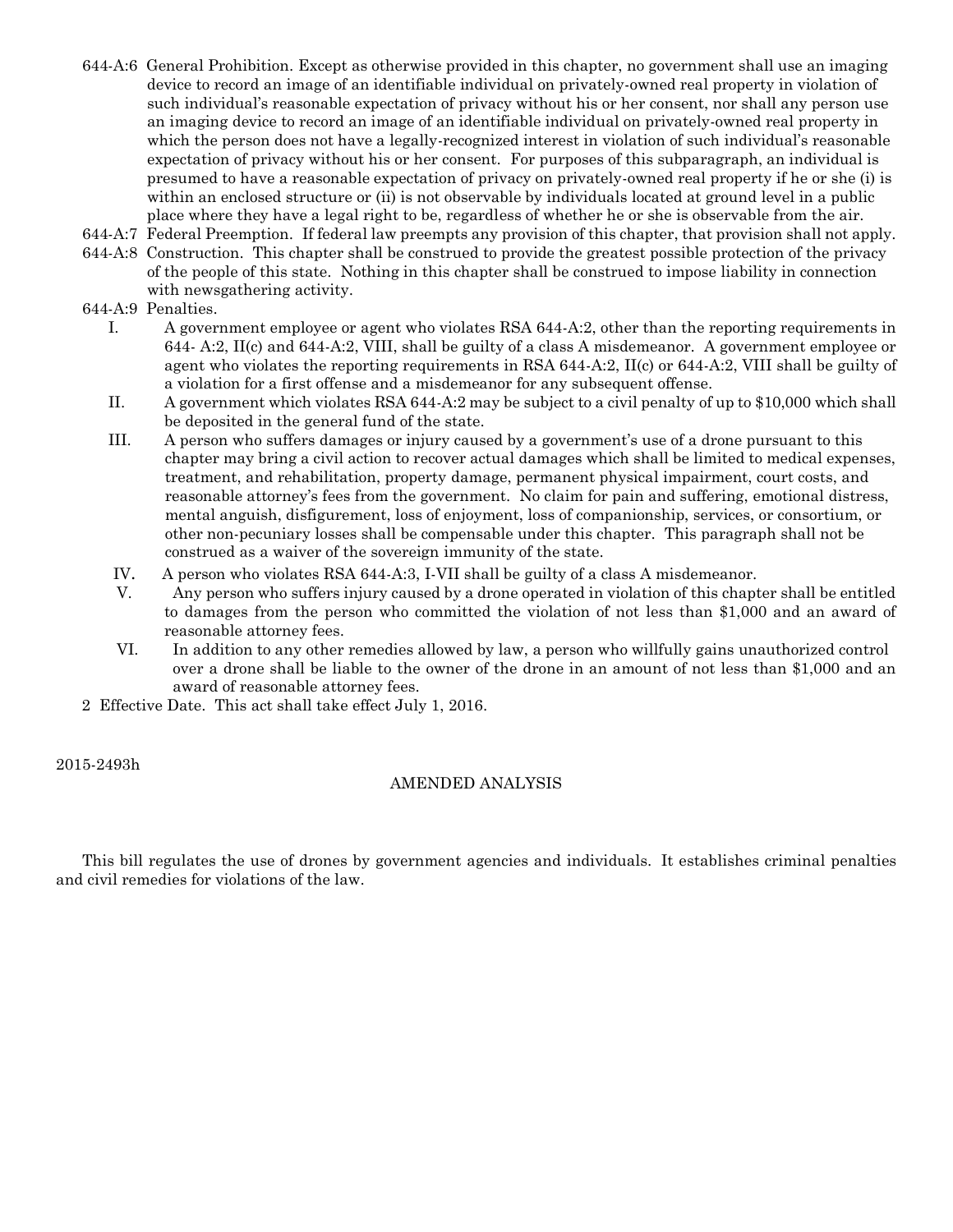644-A:6 General Prohibition. Except as otherwise provided in this chapter, no government shall use an imaging device to record an image of an identifiable individual on privately-owned real property in violation of such individual's reasonable expectation of privacy without his or her consent, nor shall any person use an imaging device to record an image of an identifiable individual on privately-owned real property in which the person does not have a legally-recognized interest in violation of such individual's reasonable expectation of privacy without his or her consent. For purposes of this subparagraph, an individual is presumed to have a reasonable expectation of privacy on privately-owned real property if he or she (i) is within an enclosed structure or (ii) is not observable by individuals located at ground level in a public place where they have a legal right to be, regardless of whether he or she is observable from the air.

644-A:7 Federal Preemption. If federal law preempts any provision of this chapter, that provision shall not apply.

644-A:8 Construction. This chapter shall be construed to provide the greatest possible protection of the privacy of the people of this state. Nothing in this chapter shall be construed to impose liability in connection with newsgathering activity.

644-A:9 Penalties.

I. A government employee or agent who violates RSA 644-A:2, other than the reporting requirements in 644- A:2, II(c) and 644-A:2, VIII, shall be guilty of a class A misdemeanor. A government employee or agent who violates the reporting requirements in RSA 644-A:2, II(c) or 644-A:2, VIII shall be guilty of a violation for a first offense and a misdemeanor for any subsequent offense.

II. A government which violates RSA 644-A:2 may be subject to a civil penalty of up to $10,000 which shall be deposited in the general fund of the state.

III. A person who suffers damages or injury caused by a government's use of a drone pursuant to this chapter may bring a civil action to recover actual damages which shall be limited to medical expenses, treatment, and rehabilitation, property damage, permanent physical impairment, court costs, and reasonable attorney's fees from the government. No claim for pain and suffering, emotional distress, mental anguish, disfigurement, loss of enjoyment, loss of companionship, services, or consortium, or other non-pecuniary losses shall be compensable under this chapter. This paragraph shall not be construed as a waiver of the sovereign immunity of the state.

IV. A person who violates RSA 644-A:3, I-VII shall be guilty of a class A misdemeanor.

V. Any person who suffers injury caused by a drone operated in violation of this chapter shall be entitled to damages from the person who committed the violation of not less than $1,000 and an award of reasonable attorney fees.

VI. In addition to any other remedies allowed by law, a person who willfully gains unauthorized control over a drone shall be liable to the owner of the drone in an amount of not less than $1,000 and an award of reasonable attorney fees.

2 Effective Date. This act shall take effect July 1, 2016.

2015-2493h

AMENDED ANALYSIS

This bill regulates the use of drones by government agencies and individuals. It establishes criminal penalties and civil remedies for violations of the law.